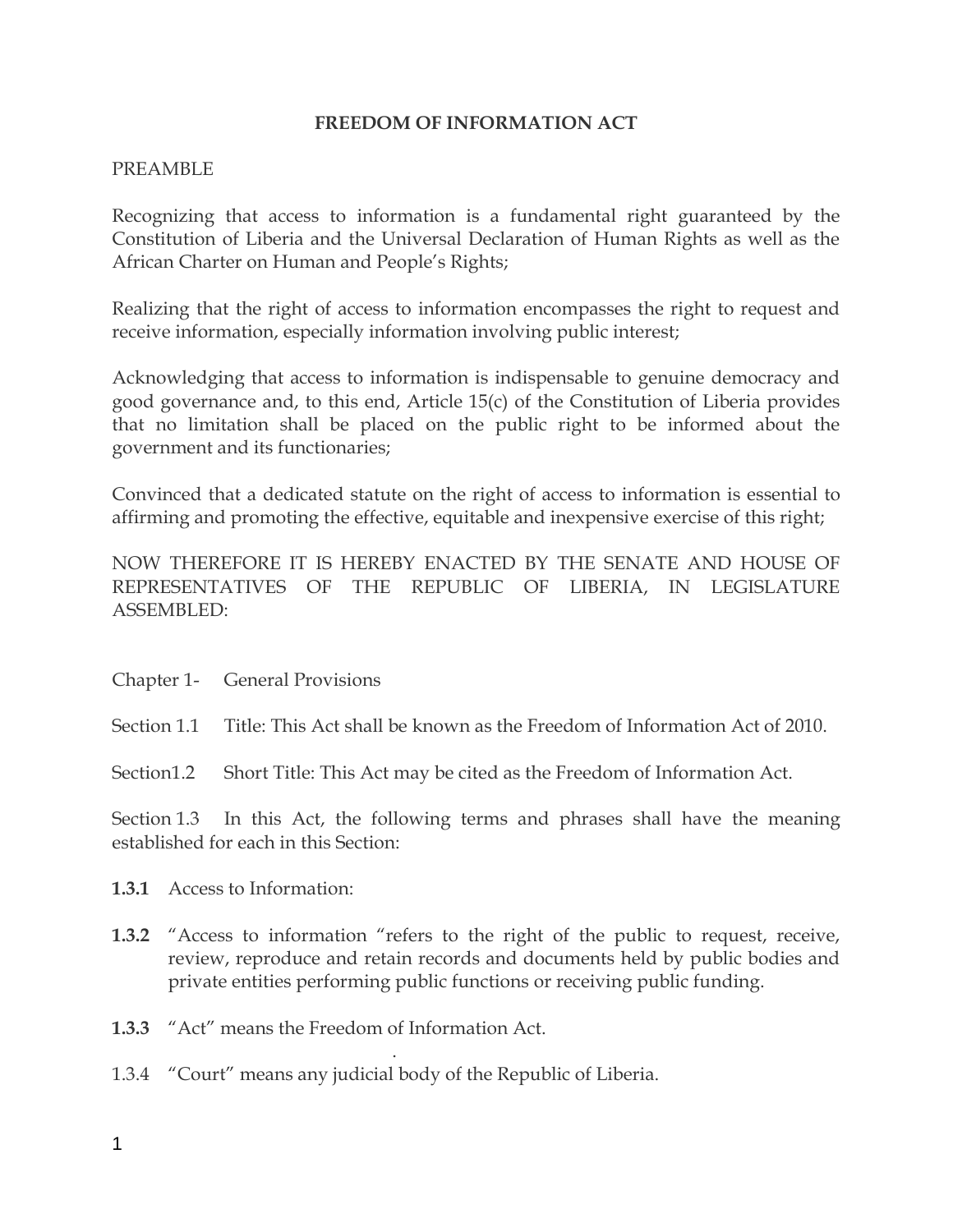# FREEDOM OF INFORMATION ACT

PREAMBLE

Recognizing that access to information is a fundamental right guaranteed by the Constitution of Liberia and the Universal Declaration of Human Rights as well as the African Charter on Human and People's Rights;

Realizing that the right of access to information encompasses the right to request and receive information, especially information involving public interest;

Acknowledging that access to information is indispensable to genuine democracy and good governance and, to this end, Article 15(c) of the Constitution of Liberia provides that no limitation shall be placed on the public right to be informed about the government and its functionaries;

Convinced that a dedicated statute on the right of access to information is essential to affirming and promoting the effective, equitable and inexpensive exercise of this right;

NOW THEREFORE IT IS HEREBY ENACTED BY THE SENATE AND HOUSE OF REPRESENTATIVES OF THE REPUBLIC OF LIBERIA, IN LEGISLATURE ASSEMBLED:

## Chapter 1- General Provisions

Section 1.1 Title: This Act shall be known as the Freedom of Information Act of 2010.

Section1.2 Short Title: This Act may be cited as the Freedom of Information Act.

Section 1.3 In this Act, the following terms and phrases shall have the meaning established for each in this Section:

**1.3.1** Access to Information:

**1.3.2** "Access to information "refers to the right of the public to request, receive, review, reproduce and retain records and documents held by public bodies and private entities performing public functions or receiving public funding.

**1.3.3** "Act" means the Freedom of Information Act.

1.3.4 "Court" means any judicial body of the Republic of Liberia.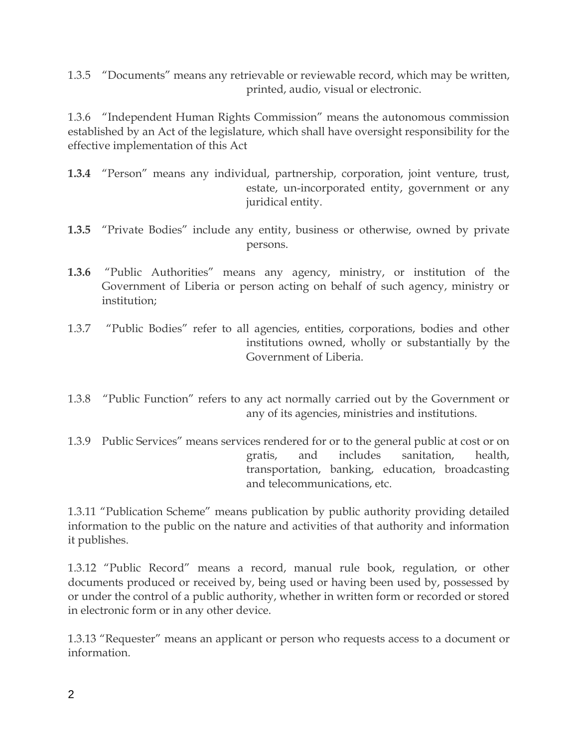1.3.5 “Documents” means any retrievable or reviewable record, which may be written, printed, audio, visual or electronic.

1.3.6 “Independent Human Rights Commission” means the autonomous commission established by an Act of the legislature, which shall have oversight responsibility for the effective implementation of this Act

**1.3.4** “Person” means any individual, partnership, corporation, joint venture, trust, estate, un-incorporated entity, government or any juridical entity.

**1.3.5** “Private Bodies” include any entity, business or otherwise, owned by private persons.

**1.3.6** “Public Authorities” means any agency, ministry, or institution of the Government of Liberia or person acting on behalf of such agency, ministry or institution;

1.3.7 “Public Bodies” refer to all agencies, entities, corporations, bodies and other institutions owned, wholly or substantially by the Government of Liberia.

1.3.8 “Public Function” refers to any act normally carried out by the Government or any of its agencies, ministries and institutions.

1.3.9 Public Services” means services rendered for or to the general public at cost or on gratis, and includes sanitation, health, transportation, banking, education, broadcasting and telecommunications, etc.

1.3.11 “Publication Scheme” means publication by public authority providing detailed information to the public on the nature and activities of that authority and information it publishes.

1.3.12 “Public Record” means a record, manual rule book, regulation, or other documents produced or received by, being used or having been used by, possessed by or under the control of a public authority, whether in written form or recorded or stored in electronic form or in any other device.

1.3.13 “Requester” means an applicant or person who requests access to a document or information.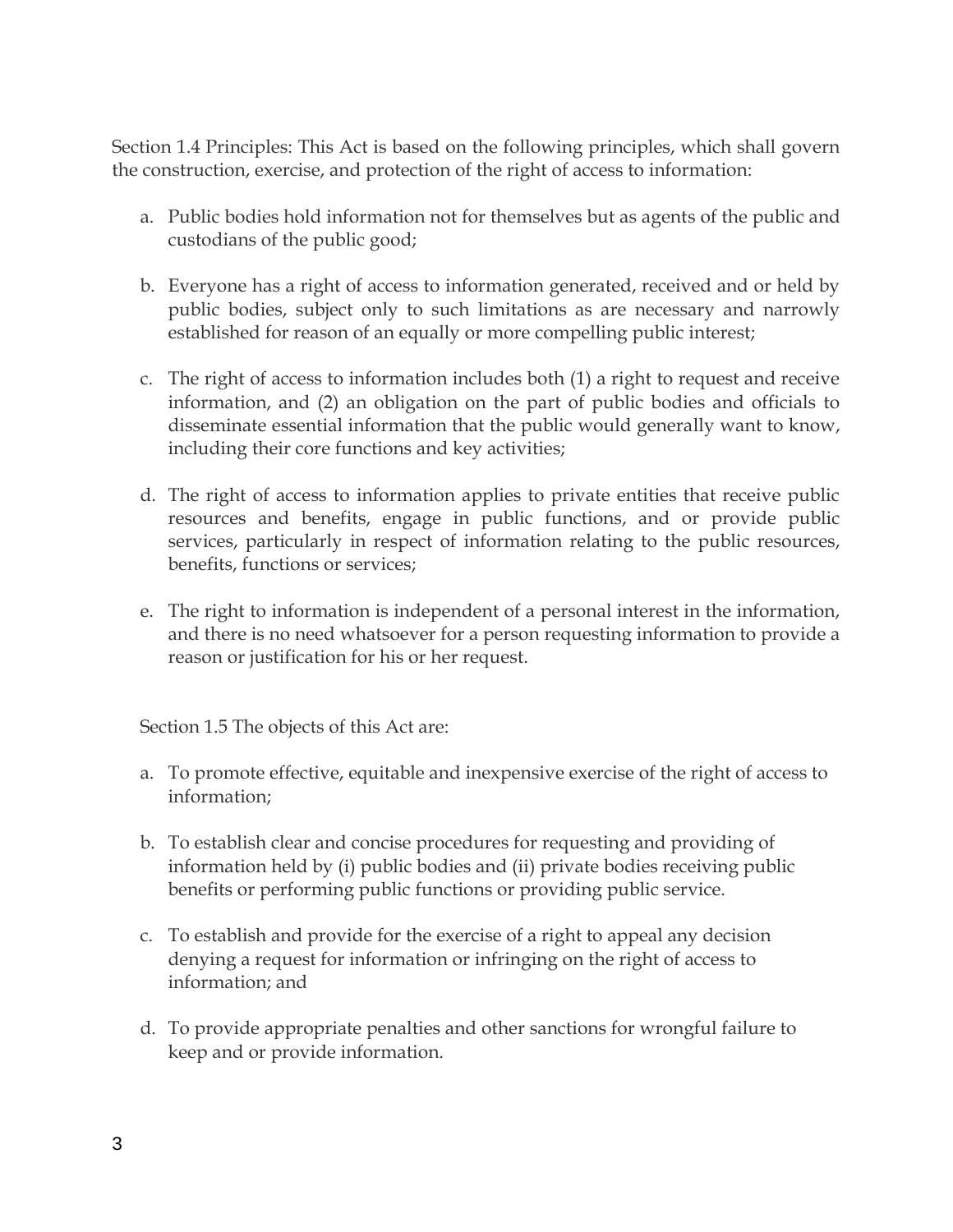Section 1.4 Principles: This Act is based on the following principles, which shall govern the construction, exercise, and protection of the right of access to information:

a. Public bodies hold information not for themselves but as agents of the public and custodians of the public good;

b. Everyone has a right of access to information generated, received and or held by public bodies, subject only to such limitations as are necessary and narrowly established for reason of an equally or more compelling public interest;

c. The right of access to information includes both (1) a right to request and receive information, and (2) an obligation on the part of public bodies and officials to disseminate essential information that the public would generally want to know, including their core functions and key activities;

d. The right of access to information applies to private entities that receive public resources and benefits, engage in public functions, and or provide public services, particularly in respect of information relating to the public resources, benefits, functions or services;

e. The right to information is independent of a personal interest in the information, and there is no need whatsoever for a person requesting information to provide a reason or justification for his or her request.

Section 1.5 The objects of this Act are:

a. To promote effective, equitable and inexpensive exercise of the right of access to information;

b. To establish clear and concise procedures for requesting and providing of information held by (i) public bodies and (ii) private bodies receiving public benefits or performing public functions or providing public service.

c. To establish and provide for the exercise of a right to appeal any decision denying a request for information or infringing on the right of access to information; and

d. To provide appropriate penalties and other sanctions for wrongful failure to keep and or provide information.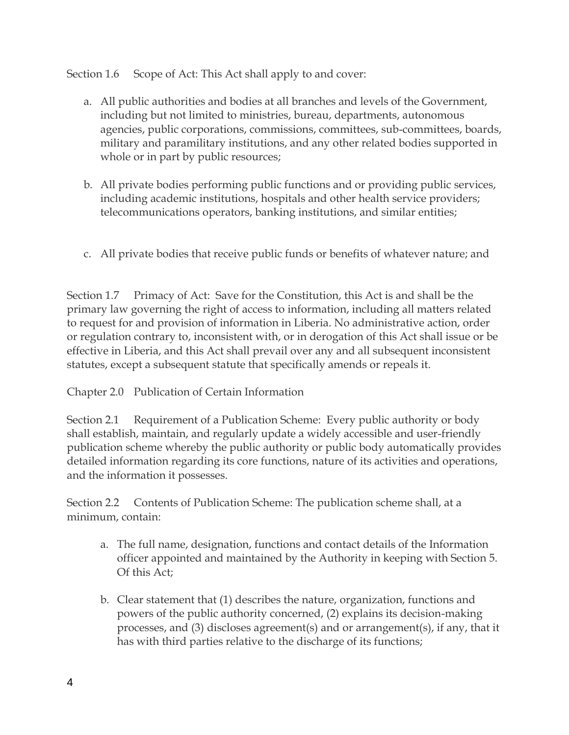Section 1.6 Scope of Act: This Act shall apply to and cover:

a. All public authorities and bodies at all branches and levels of the Government, including but not limited to ministries, bureau, departments, autonomous agencies, public corporations, commissions, committees, sub-committees, boards, military and paramilitary institutions, and any other related bodies supported in whole or in part by public resources;

b. All private bodies performing public functions and or providing public services, including academic institutions, hospitals and other health service providers; telecommunications operators, banking institutions, and similar entities;

c. All private bodies that receive public funds or benefits of whatever nature; and

Section 1.7 Primacy of Act: Save for the Constitution, this Act is and shall be the primary law governing the right of access to information, including all matters related to request for and provision of information in Liberia. No administrative action, order or regulation contrary to, inconsistent with, or in derogation of this Act shall issue or be effective in Liberia, and this Act shall prevail over any and all subsequent inconsistent statutes, except a subsequent statute that specifically amends or repeals it.

## Chapter 2.0 Publication of Certain Information

Section 2.1 Requirement of a Publication Scheme: Every public authority or body shall establish, maintain, and regularly update a widely accessible and user-friendly publication scheme whereby the public authority or public body automatically provides detailed information regarding its core functions, nature of its activities and operations, and the information it possesses.

Section 2.2 Contents of Publication Scheme: The publication scheme shall, at a minimum, contain:

a. The full name, designation, functions and contact details of the Information officer appointed and maintained by the Authority in keeping with Section 5. Of this Act;

b. Clear statement that (1) describes the nature, organization, functions and powers of the public authority concerned, (2) explains its decision-making processes, and (3) discloses agreement(s) and or arrangement(s), if any, that it has with third parties relative to the discharge of its functions;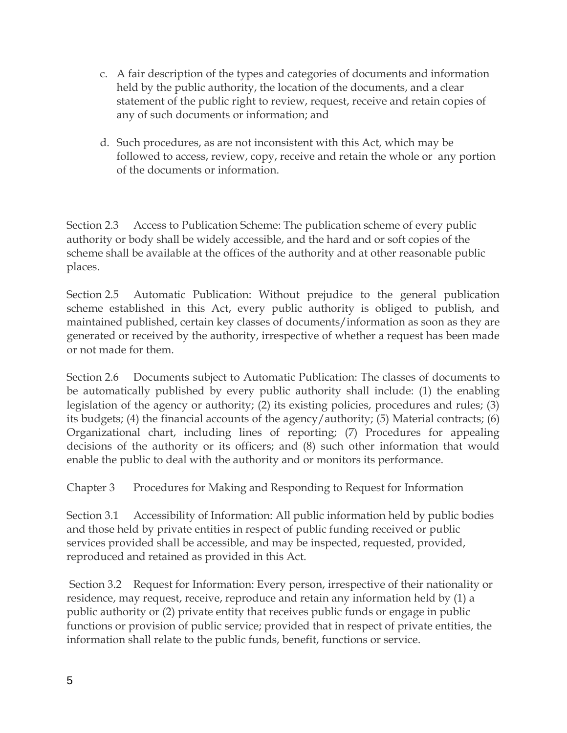c. A fair description of the types and categories of documents and information held by the public authority, the location of the documents, and a clear statement of the public right to review, request, receive and retain copies of any of such documents or information; and

d. Such procedures, as are not inconsistent with this Act, which may be followed to access, review, copy, receive and retain the whole or any portion of the documents or information.

Section 2.3 Access to Publication Scheme: The publication scheme of every public authority or body shall be widely accessible, and the hard and or soft copies of the scheme shall be available at the offices of the authority and at other reasonable public places.

Section 2.5 Automatic Publication: Without prejudice to the general publication scheme established in this Act, every public authority is obliged to publish, and maintained published, certain key classes of documents/information as soon as they are generated or received by the authority, irrespective of whether a request has been made or not made for them.

Section 2.6 Documents subject to Automatic Publication: The classes of documents to be automatically published by every public authority shall include: (1) the enabling legislation of the agency or authority; (2) its existing policies, procedures and rules; (3) its budgets; (4) the financial accounts of the agency/authority; (5) Material contracts; (6) Organizational chart, including lines of reporting; (7) Procedures for appealing decisions of the authority or its officers; and (8) such other information that would enable the public to deal with the authority and or monitors its performance.

## Chapter 3 Procedures for Making and Responding to Request for Information

Section 3.1 Accessibility of Information: All public information held by public bodies and those held by private entities in respect of public funding received or public services provided shall be accessible, and may be inspected, requested, provided, reproduced and retained as provided in this Act.

Section 3.2 Request for Information: Every person, irrespective of their nationality or residence, may request, receive, reproduce and retain any information held by (1) a public authority or (2) private entity that receives public funds or engage in public functions or provision of public service; provided that in respect of private entities, the information shall relate to the public funds, benefit, functions or service.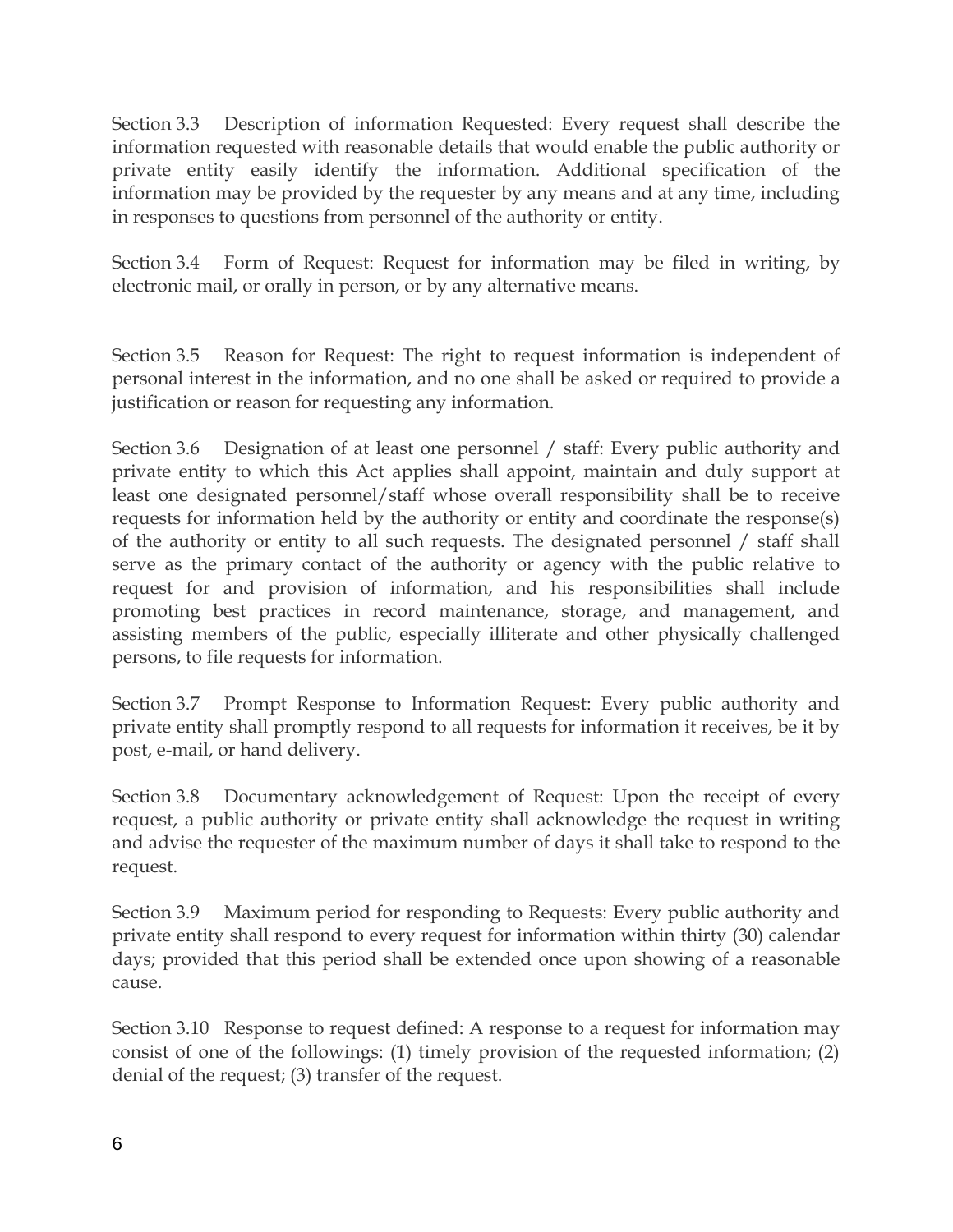Section 3.3 Description of information Requested: Every request shall describe the information requested with reasonable details that would enable the public authority or private entity easily identify the information. Additional specification of the information may be provided by the requester by any means and at any time, including in responses to questions from personnel of the authority or entity.

Section 3.4 Form of Request: Request for information may be filed in writing, by electronic mail, or orally in person, or by any alternative means.

Section 3.5 Reason for Request: The right to request information is independent of personal interest in the information, and no one shall be asked or required to provide a justification or reason for requesting any information.

Section 3.6 Designation of at least one personnel / staff: Every public authority and private entity to which this Act applies shall appoint, maintain and duly support at least one designated personnel/staff whose overall responsibility shall be to receive requests for information held by the authority or entity and coordinate the response(s) of the authority or entity to all such requests. The designated personnel / staff shall serve as the primary contact of the authority or agency with the public relative to request for and provision of information, and his responsibilities shall include promoting best practices in record maintenance, storage, and management, and assisting members of the public, especially illiterate and other physically challenged persons, to file requests for information.

Section 3.7 Prompt Response to Information Request: Every public authority and private entity shall promptly respond to all requests for information it receives, be it by post, e-mail, or hand delivery.

Section 3.8 Documentary acknowledgement of Request: Upon the receipt of every request, a public authority or private entity shall acknowledge the request in writing and advise the requester of the maximum number of days it shall take to respond to the request.

Section 3.9 Maximum period for responding to Requests: Every public authority and private entity shall respond to every request for information within thirty (30) calendar days; provided that this period shall be extended once upon showing of a reasonable cause.

Section 3.10 Response to request defined: A response to a request for information may consist of one of the followings: (1) timely provision of the requested information; (2) denial of the request; (3) transfer of the request.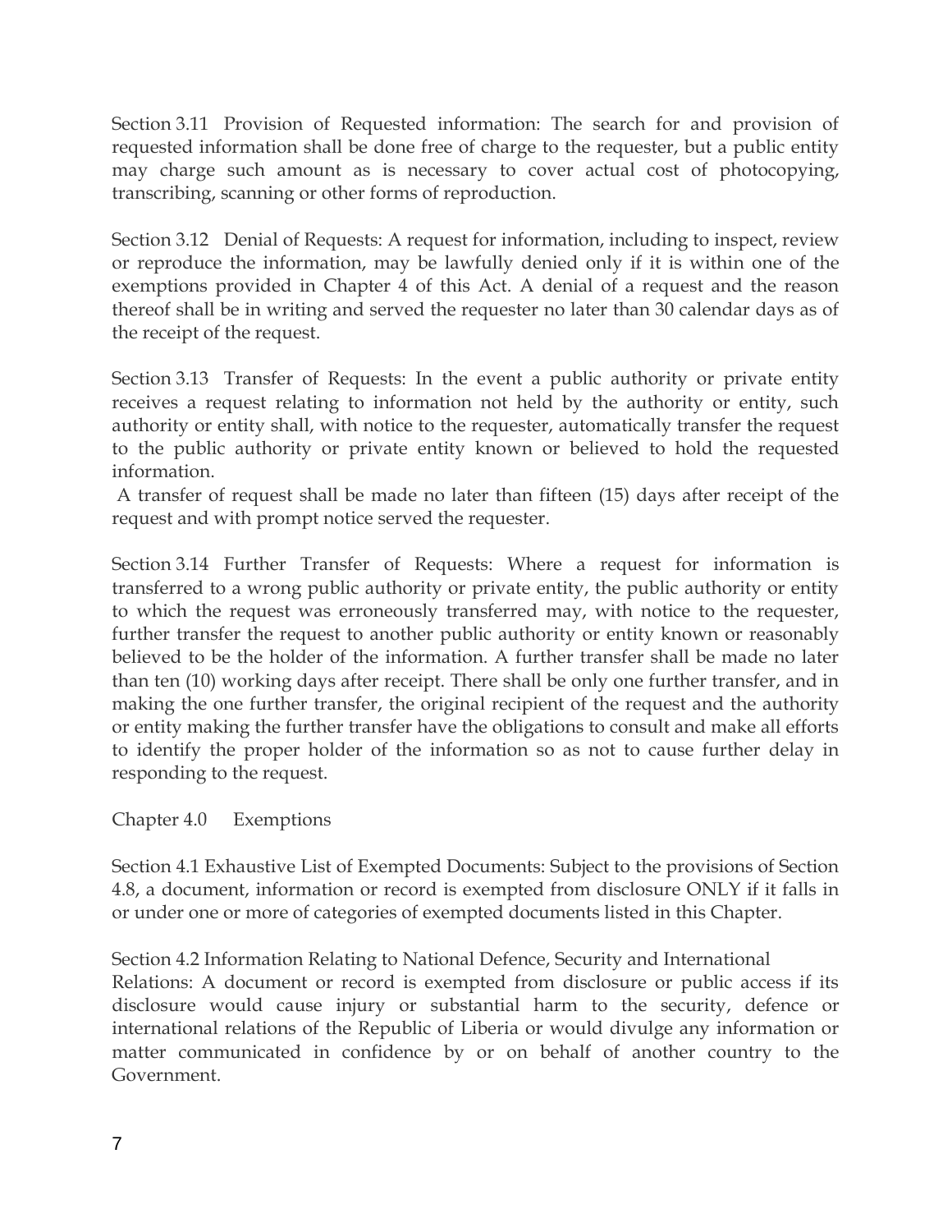Section 3.11 Provision of Requested information: The search for and provision of requested information shall be done free of charge to the requester, but a public entity may charge such amount as is necessary to cover actual cost of photocopying, transcribing, scanning or other forms of reproduction.

Section 3.12 Denial of Requests: A request for information, including to inspect, review or reproduce the information, may be lawfully denied only if it is within one of the exemptions provided in Chapter 4 of this Act. A denial of a request and the reason thereof shall be in writing and served the requester no later than 30 calendar days as of the receipt of the request.

Section 3.13 Transfer of Requests: In the event a public authority or private entity receives a request relating to information not held by the authority or entity, such authority or entity shall, with notice to the requester, automatically transfer the request to the public authority or private entity known or believed to hold the requested information.

A transfer of request shall be made no later than fifteen (15) days after receipt of the request and with prompt notice served the requester.

Section 3.14 Further Transfer of Requests: Where a request for information is transferred to a wrong public authority or private entity, the public authority or entity to which the request was erroneously transferred may, with notice to the requester, further transfer the request to another public authority or entity known or reasonably believed to be the holder of the information. A further transfer shall be made no later than ten (10) working days after receipt. There shall be only one further transfer, and in making the one further transfer, the original recipient of the request and the authority or entity making the further transfer have the obligations to consult and make all efforts to identify the proper holder of the information so as not to cause further delay in responding to the request.

## Chapter 4.0 Exemptions

Section 4.1 Exhaustive List of Exempted Documents: Subject to the provisions of Section 4.8, a document, information or record is exempted from disclosure ONLY if it falls in or under one or more of categories of exempted documents listed in this Chapter.

Section 4.2 Information Relating to National Defence, Security and International Relations: A document or record is exempted from disclosure or public access if its disclosure would cause injury or substantial harm to the security, defence or international relations of the Republic of Liberia or would divulge any information or matter communicated in confidence by or on behalf of another country to the Government.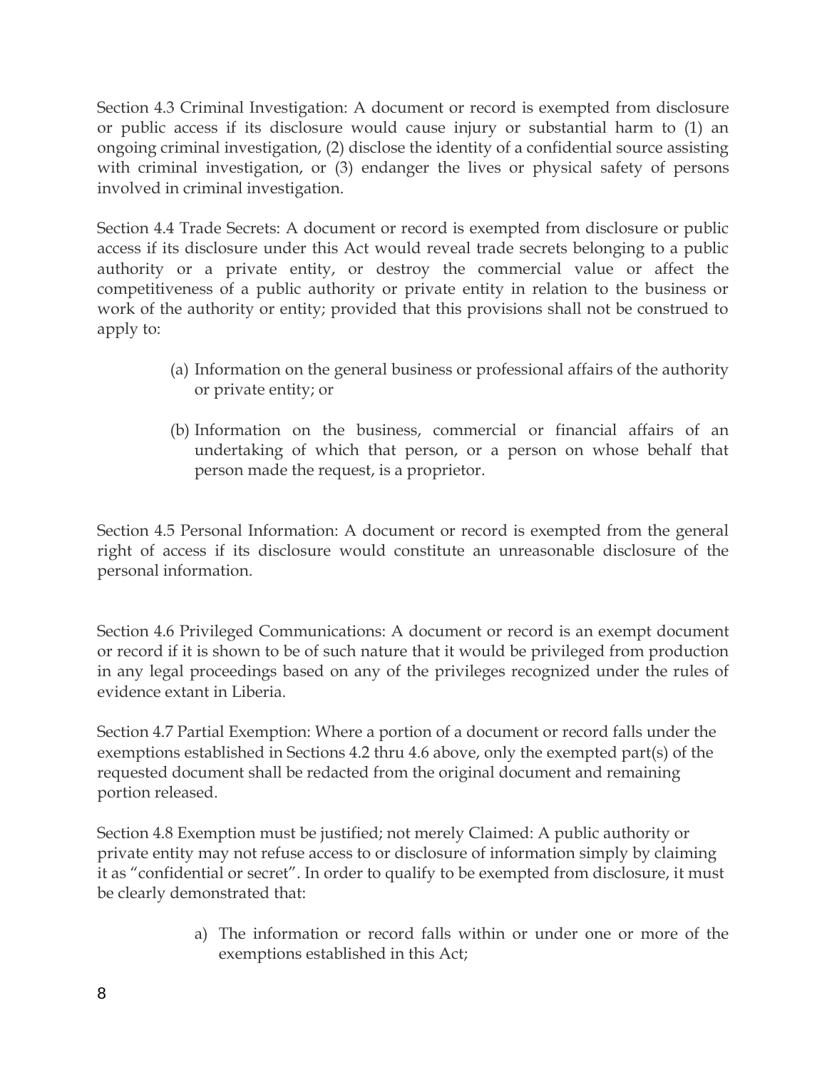Section 4.3 Criminal Investigation: A document or record is exempted from disclosure or public access if its disclosure would cause injury or substantial harm to (1) an ongoing criminal investigation, (2) disclose the identity of a confidential source assisting with criminal investigation, or (3) endanger the lives or physical safety of persons involved in criminal investigation.

Section 4.4 Trade Secrets: A document or record is exempted from disclosure or public access if its disclosure under this Act would reveal trade secrets belonging to a public authority or a private entity, or destroy the commercial value or affect the competitiveness of a public authority or private entity in relation to the business or work of the authority or entity; provided that this provisions shall not be construed to apply to:

(a) Information on the general business or professional affairs of the authority or private entity; or

(b) Information on the business, commercial or financial affairs of an undertaking of which that person, or a person on whose behalf that person made the request, is a proprietor.

Section 4.5 Personal Information: A document or record is exempted from the general right of access if its disclosure would constitute an unreasonable disclosure of the personal information.

Section 4.6 Privileged Communications: A document or record is an exempt document or record if it is shown to be of such nature that it would be privileged from production in any legal proceedings based on any of the privileges recognized under the rules of evidence extant in Liberia.

Section 4.7 Partial Exemption: Where a portion of a document or record falls under the exemptions established in Sections 4.2 thru 4.6 above, only the exempted part(s) of the requested document shall be redacted from the original document and remaining portion released.

Section 4.8 Exemption must be justified; not merely Claimed: A public authority or private entity may not refuse access to or disclosure of information simply by claiming it as "confidential or secret". In order to qualify to be exempted from disclosure, it must be clearly demonstrated that:

a) The information or record falls within or under one or more of the exemptions established in this Act;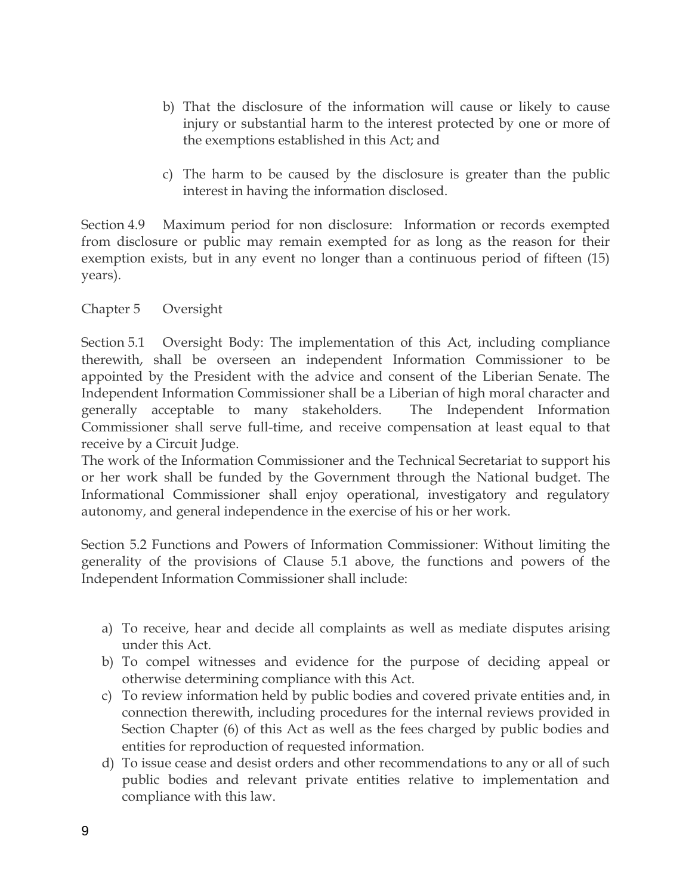b) That the disclosure of the information will cause or likely to cause injury or substantial harm to the interest protected by one or more of the exemptions established in this Act; and

c) The harm to be caused by the disclosure is greater than the public interest in having the information disclosed.

Section 4.9 Maximum period for non disclosure: Information or records exempted from disclosure or public may remain exempted for as long as the reason for their exemption exists, but in any event no longer than a continuous period of fifteen (15) years).

## Chapter 5 Oversight

Section 5.1 Oversight Body: The implementation of this Act, including compliance therewith, shall be overseen an independent Information Commissioner to be appointed by the President with the advice and consent of the Liberian Senate. The Independent Information Commissioner shall be a Liberian of high moral character and generally acceptable to many stakeholders. The Independent Information Commissioner shall serve full-time, and receive compensation at least equal to that receive by a Circuit Judge.

The work of the Information Commissioner and the Technical Secretariat to support his or her work shall be funded by the Government through the National budget. The Informational Commissioner shall enjoy operational, investigatory and regulatory autonomy, and general independence in the exercise of his or her work.

Section 5.2 Functions and Powers of Information Commissioner: Without limiting the generality of the provisions of Clause 5.1 above, the functions and powers of the Independent Information Commissioner shall include:

a) To receive, hear and decide all complaints as well as mediate disputes arising under this Act.
b) To compel witnesses and evidence for the purpose of deciding appeal or otherwise determining compliance with this Act.
c) To review information held by public bodies and covered private entities and, in connection therewith, including procedures for the internal reviews provided in Section Chapter (6) of this Act as well as the fees charged by public bodies and entities for reproduction of requested information.
d) To issue cease and desist orders and other recommendations to any or all of such public bodies and relevant private entities relative to implementation and compliance with this law.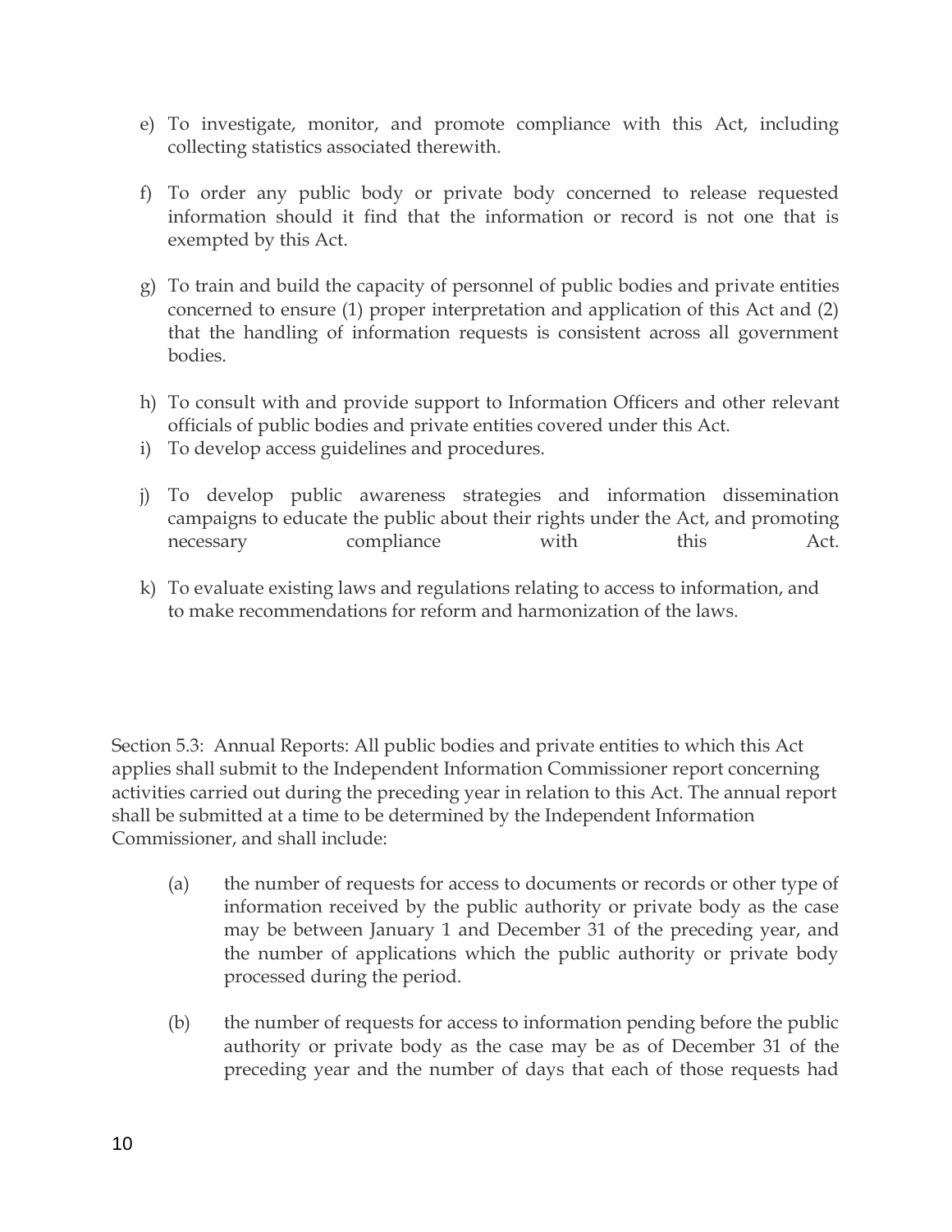e) To investigate, monitor, and promote compliance with this Act, including collecting statistics associated therewith.

f) To order any public body or private body concerned to release requested information should it find that the information or record is not one that is exempted by this Act.

g) To train and build the capacity of personnel of public bodies and private entities concerned to ensure (1) proper interpretation and application of this Act and (2) that the handling of information requests is consistent across all government bodies.

h) To consult with and provide support to Information Officers and other relevant officials of public bodies and private entities covered under this Act.

i) To develop access guidelines and procedures.

j) To develop public awareness strategies and information dissemination campaigns to educate the public about their rights under the Act, and promoting necessary compliance with this Act.

k) To evaluate existing laws and regulations relating to access to information, and to make recommendations for reform and harmonization of the laws.

Section 5.3: Annual Reports: All public bodies and private entities to which this Act applies shall submit to the Independent Information Commissioner report concerning activities carried out during the preceding year in relation to this Act. The annual report shall be submitted at a time to be determined by the Independent Information Commissioner, and shall include:

(a) the number of requests for access to documents or records or other type of information received by the public authority or private body as the case may be between January 1 and December 31 of the preceding year, and the number of applications which the public authority or private body processed during the period.

(b) the number of requests for access to information pending before the public authority or private body as the case may be as of December 31 of the preceding year and the number of days that each of those requests had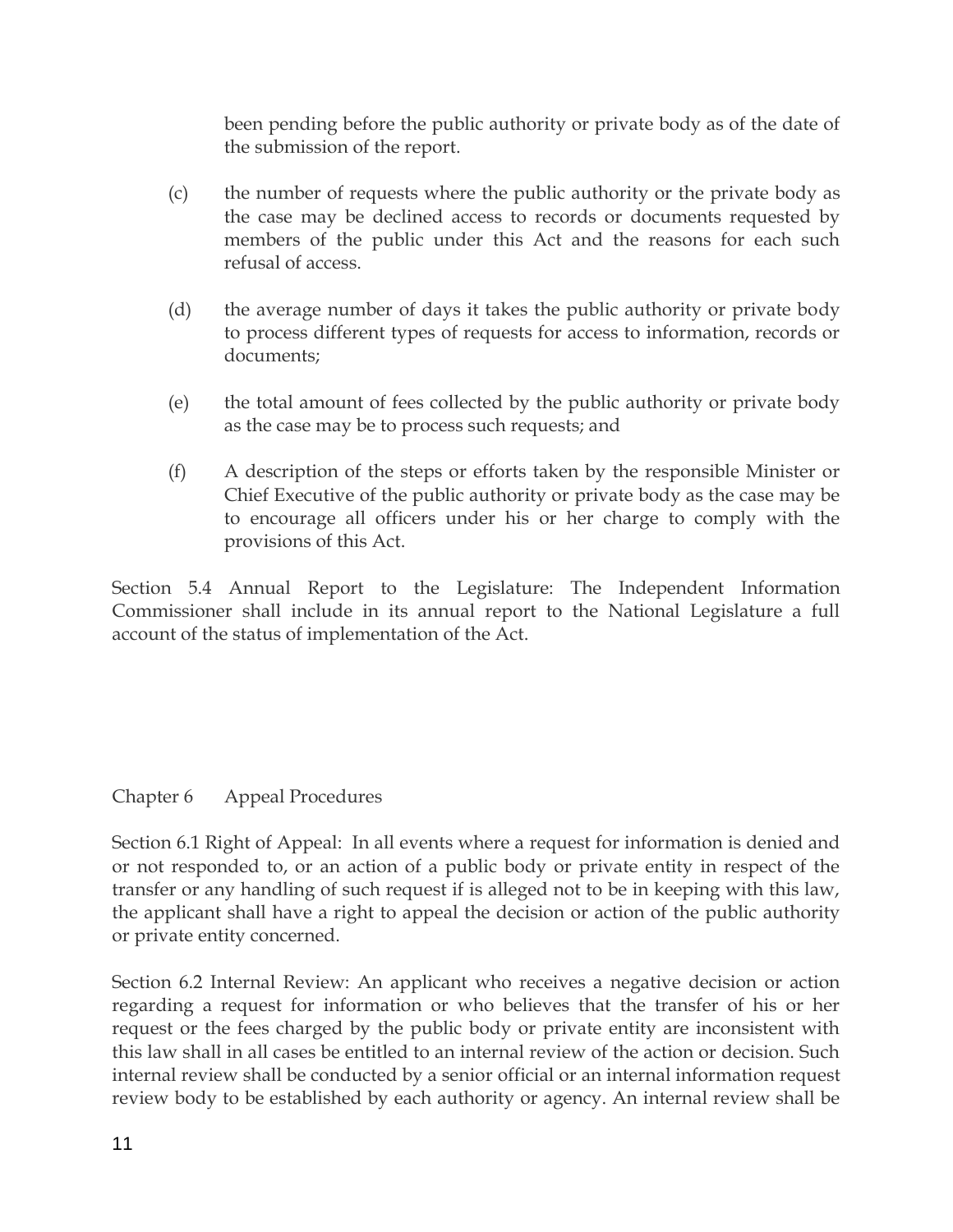been pending before the public authority or private body as of the date of the submission of the report.

(c) the number of requests where the public authority or the private body as the case may be declined access to records or documents requested by members of the public under this Act and the reasons for each such refusal of access.

(d) the average number of days it takes the public authority or private body to process different types of requests for access to information, records or documents;

(e) the total amount of fees collected by the public authority or private body as the case may be to process such requests; and

(f) A description of the steps or efforts taken by the responsible Minister or Chief Executive of the public authority or private body as the case may be to encourage all officers under his or her charge to comply with the provisions of this Act.

Section 5.4 Annual Report to the Legislature: The Independent Information Commissioner shall include in its annual report to the National Legislature a full account of the status of implementation of the Act.

## Chapter 6 Appeal Procedures

Section 6.1 Right of Appeal: In all events where a request for information is denied and or not responded to, or an action of a public body or private entity in respect of the transfer or any handling of such request if is alleged not to be in keeping with this law, the applicant shall have a right to appeal the decision or action of the public authority or private entity concerned.

Section 6.2 Internal Review: An applicant who receives a negative decision or action regarding a request for information or who believes that the transfer of his or her request or the fees charged by the public body or private entity are inconsistent with this law shall in all cases be entitled to an internal review of the action or decision. Such internal review shall be conducted by a senior official or an internal information request review body to be established by each authority or agency. An internal review shall be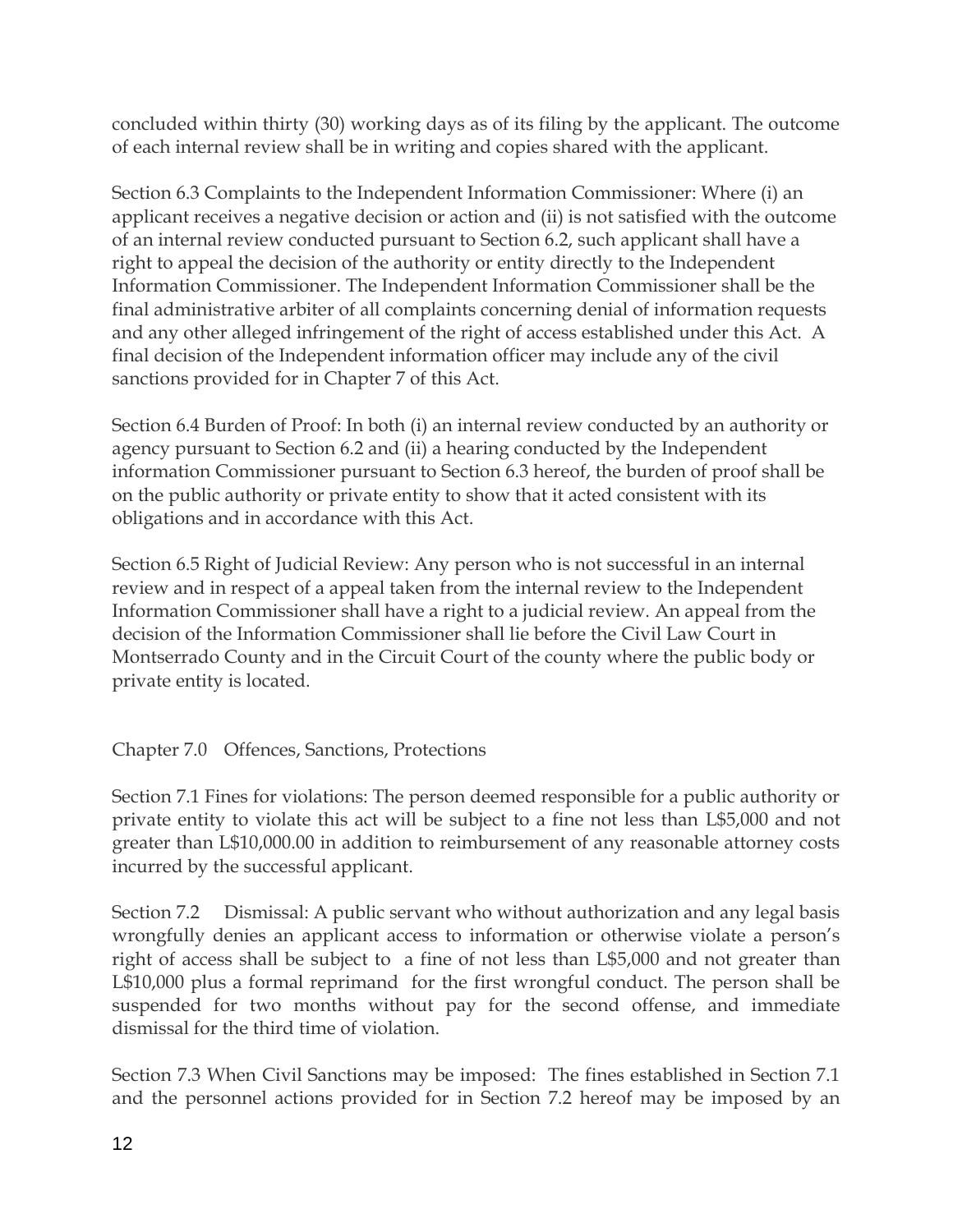concluded within thirty (30) working days as of its filing by the applicant. The outcome of each internal review shall be in writing and copies shared with the applicant.

Section 6.3 Complaints to the Independent Information Commissioner: Where (i) an applicant receives a negative decision or action and (ii) is not satisfied with the outcome of an internal review conducted pursuant to Section 6.2, such applicant shall have a right to appeal the decision of the authority or entity directly to the Independent Information Commissioner. The Independent Information Commissioner shall be the final administrative arbiter of all complaints concerning denial of information requests and any other alleged infringement of the right of access established under this Act. A final decision of the Independent information officer may include any of the civil sanctions provided for in Chapter 7 of this Act.

Section 6.4 Burden of Proof: In both (i) an internal review conducted by an authority or agency pursuant to Section 6.2 and (ii) a hearing conducted by the Independent information Commissioner pursuant to Section 6.3 hereof, the burden of proof shall be on the public authority or private entity to show that it acted consistent with its obligations and in accordance with this Act.

Section 6.5 Right of Judicial Review: Any person who is not successful in an internal review and in respect of a appeal taken from the internal review to the Independent Information Commissioner shall have a right to a judicial review. An appeal from the decision of the Information Commissioner shall lie before the Civil Law Court in Montserrado County and in the Circuit Court of the county where the public body or private entity is located.

## Chapter 7.0 Offences, Sanctions, Protections

Section 7.1 Fines for violations: The person deemed responsible for a public authority or private entity to violate this act will be subject to a fine not less than L$5,000 and not greater than L$10,000.00 in addition to reimbursement of any reasonable attorney costs incurred by the successful applicant.

Section 7.2 Dismissal: A public servant who without authorization and any legal basis wrongfully denies an applicant access to information or otherwise violate a person's right of access shall be subject to a fine of not less than L$5,000 and not greater than L$10,000 plus a formal reprimand for the first wrongful conduct. The person shall be suspended for two months without pay for the second offense, and immediate dismissal for the third time of violation.

Section 7.3 When Civil Sanctions may be imposed: The fines established in Section 7.1 and the personnel actions provided for in Section 7.2 hereof may be imposed by an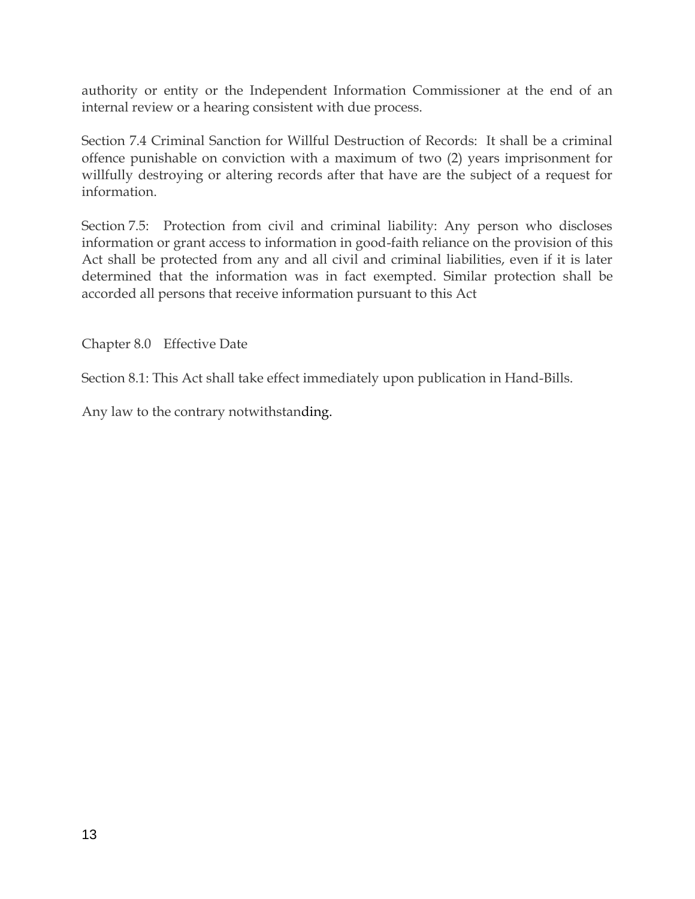authority or entity or the Independent Information Commissioner at the end of an internal review or a hearing consistent with due process.

Section 7.4 Criminal Sanction for Willful Destruction of Records: It shall be a criminal offence punishable on conviction with a maximum of two (2) years imprisonment for willfully destroying or altering records after that have are the subject of a request for information.

Section 7.5: Protection from civil and criminal liability: Any person who discloses information or grant access to information in good-faith reliance on the provision of this Act shall be protected from any and all civil and criminal liabilities, even if it is later determined that the information was in fact exempted. Similar protection shall be accorded all persons that receive information pursuant to this Act

## Chapter 8.0 Effective Date

Section 8.1: This Act shall take effect immediately upon publication in Hand-Bills.

Any law to the contrary notwithstanding.